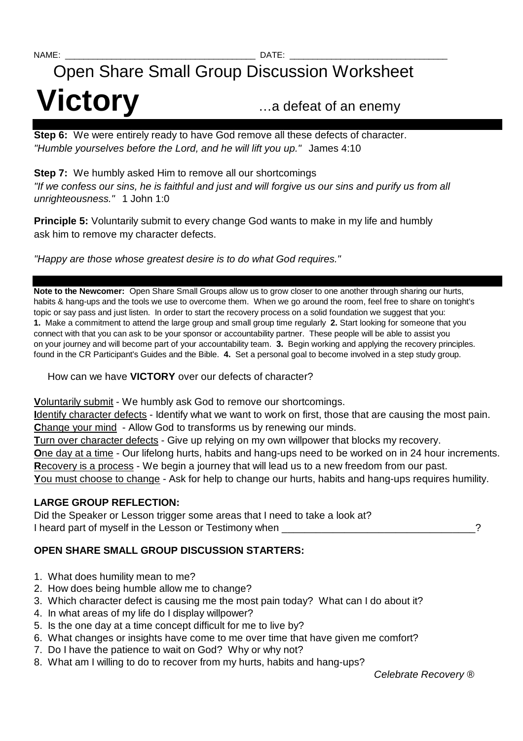NAME: _____________________________________ DATE: ______________________________

## Open Share Small Group Discussion Worksheet

# Victory

…a defeat of an enemy

**Step 6:** We were entirely ready to have God remove all these defects of character.
*"Humble yourselves before the Lord, and he will lift you up."* James 4:10

**Step 7:** We humbly asked Him to remove all our shortcomings
*"If we confess our sins, he is faithful and just and will forgive us our sins and purify us from all unrighteousness."* 1 John 1:0

**Principle 5:** Voluntarily submit to every change God wants to make in my life and humbly ask him to remove my character defects.

*"Happy are those whose greatest desire is to do what God requires."*

---

**Note to the Newcomer:** Open Share Small Groups allow us to grow closer to one another through sharing our hurts, habits & hang-ups and the tools we use to overcome them. When we go around the room, feel free to share on tonight's topic or say pass and just listen. In order to start the recovery process on a solid foundation we suggest that you: **1.** Make a commitment to attend the large group and small group time regularly **2.** Start looking for someone that you connect with that you can ask to be your sponsor or accountability partner. These people will be able to assist you on your journey and will become part of your accountability team. **3.** Begin working and applying the recovery principles. found in the CR Participant's Guides and the Bible. **4.** Set a personal goal to become involved in a step study group.

How can we have **VICTORY** over our defects of character?

**V**oluntarily submit - We humbly ask God to remove our shortcomings.
**I**dentify character defects - Identify what we want to work on first, those that are causing the most pain.
**C**hange your mind - Allow God to transforms us by renewing our minds.
**T**urn over character defects - Give up relying on my own willpower that blocks my recovery.
**O**ne day at a time - Our lifelong hurts, habits and hang-ups need to be worked on in 24 hour increments.
**R**ecovery is a process - We begin a journey that will lead us to a new freedom from our past.
**Y**ou must choose to change - Ask for help to change our hurts, habits and hang-ups requires humility.

**LARGE GROUP REFLECTION:**

Did the Speaker or Lesson trigger some areas that I need to take a look at?
I heard part of myself in the Lesson or Testimony when __________________________________?

**OPEN SHARE SMALL GROUP DISCUSSION STARTERS:**

1. What does humility mean to me?
2. How does being humble allow me to change?
3. Which character defect is causing me the most pain today? What can I do about it?
4. In what areas of my life do I display willpower?
5. Is the one day at a time concept difficult for me to live by?
6. What changes or insights have come to me over time that have given me comfort?
7. Do I have the patience to wait on God? Why or why not?
8. What am I willing to do to recover from my hurts, habits and hang-ups?

*Celebrate Recovery ®*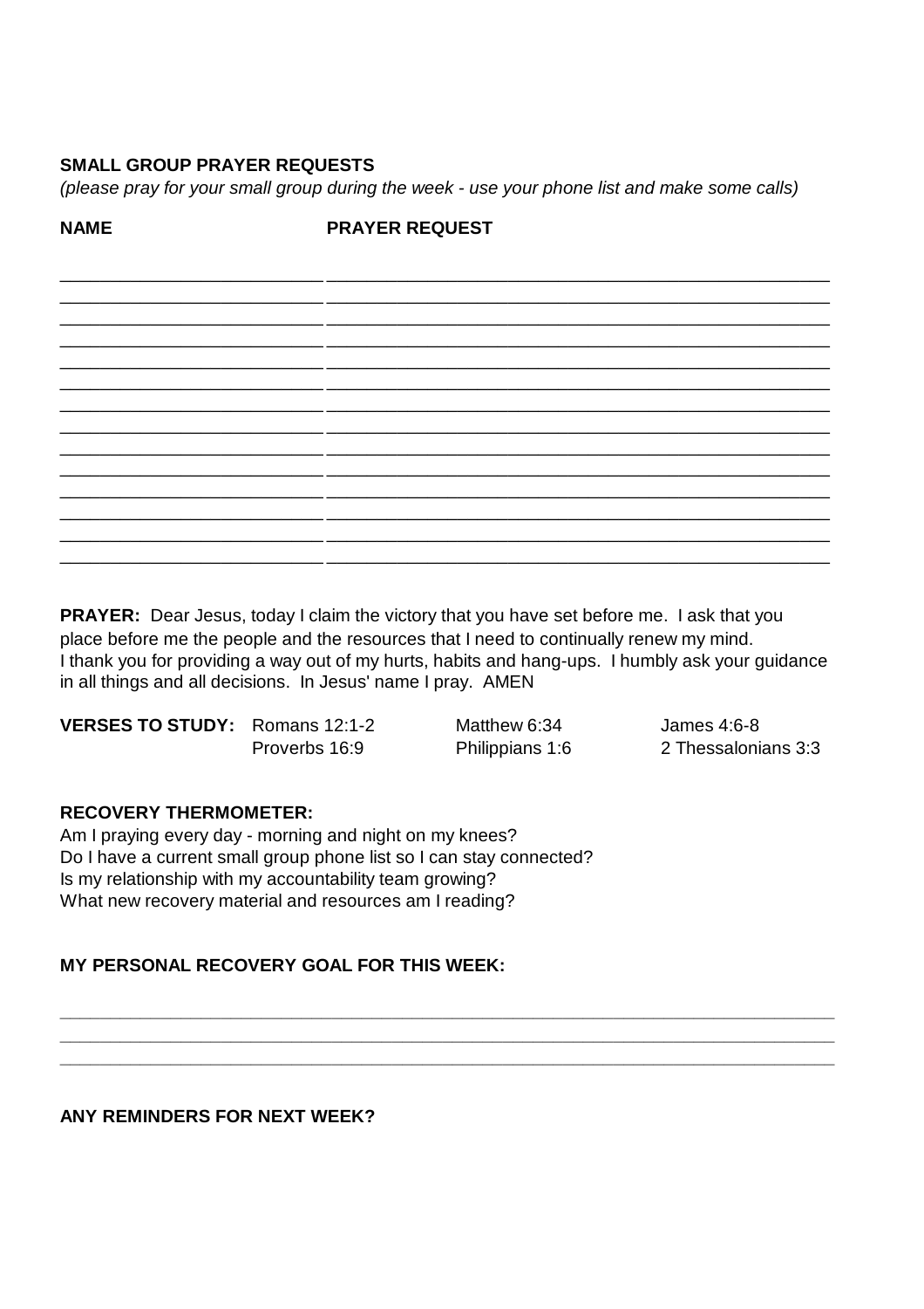**SMALL GROUP PRAYER REQUESTS**
*(please pray for your small group during the week - use your phone list and make some calls)*

| NAME | PRAYER REQUEST |
| --- | --- |
| | |
| | |
| | |
| | |
| | |
| | |
| | |
| | |
| | |
| | |
| | |
| | |
| | |
| | |

**PRAYER:** Dear Jesus, today I claim the victory that you have set before me. I ask that you place before me the people and the resources that I need to continually renew my mind. I thank you for providing a way out of my hurts, habits and hang-ups. I humbly ask your guidance in all things and all decisions. In Jesus' name I pray. AMEN

**VERSES TO STUDY:** Romans 12:1-2, Matthew 6:34, James 4:6-8, Proverbs 16:9, Philippians 1:6, 2 Thessalonians 3:3

**RECOVERY THERMOMETER:**
Am I praying every day - morning and night on my knees?
Do I have a current small group phone list so I can stay connected?
Is my relationship with my accountability team growing?
What new recovery material and resources am I reading?

**MY PERSONAL RECOVERY GOAL FOR THIS WEEK:**

______________________________________________________________________________
______________________________________________________________________________
______________________________________________________________________________

**ANY REMINDERS FOR NEXT WEEK?**